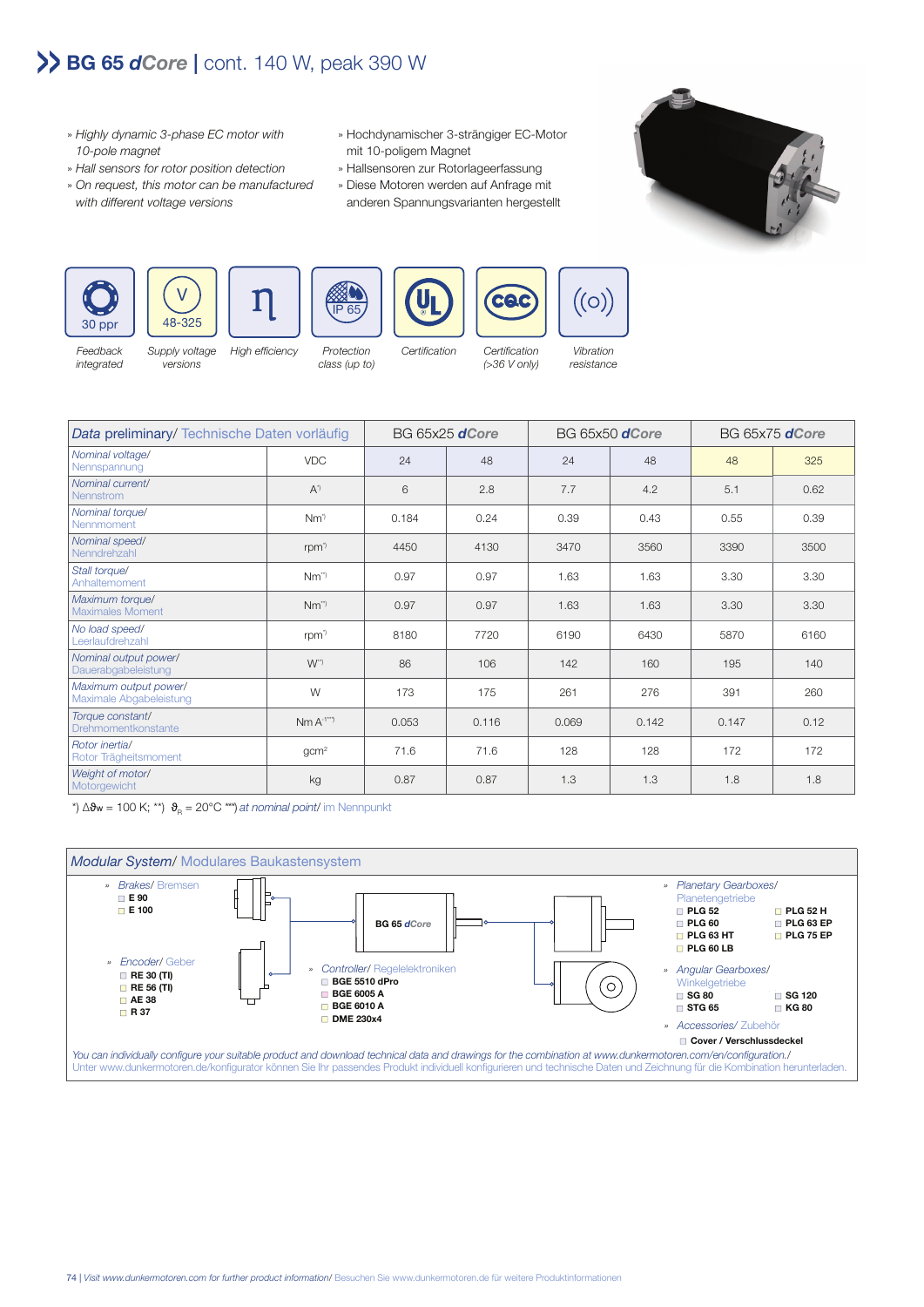# BG 65 *dCore* | cont. 140 W, peak 390 W

- *Highly dynamic 3-phase EC motor with 10-pole magnet*
- *Hall sensors for rotor position detection*
- *On request, this motor can be manufactured with different voltage versions*

- Hochdynamischer 3-strängiger EC-Motor mit 10-poligem Magnet
- Hallsensoren zur Rotorlageerfassung
- Diese Motoren werden auf Anfrage mit anderen Spannungsvarianten hergestellt

30 ppr — *Feedback integrated*
48-325 — *Supply voltage versions*
η — *High efficiency*
IP 65 — *Protection class (up to)*
UL — *Certification*
CSC — *Certification (>36 V only)*
*Vibration resistance*

| *Data preliminary*/ Technische Daten vorläufig | | BG 65x25 *dCore* | | BG 65x50 *dCore* | | BG 65x75 *dCore* | |
|---|---|---|---|---|---|---|---|
| *Nominal voltage*/ Nennspannung | VDC | 24 | 48 | 24 | 48 | 48 | 325 |
| *Nominal current*/ Nennstrom | A*) | 6 | 2.8 | 7.7 | 4.2 | 5.1 | 0.62 |
| *Nominal torque*/ Nennmoment | Nm*) | 0.184 | 0.24 | 0.39 | 0.43 | 0.55 | 0.39 |
| *Nominal speed*/ Nenndrehzahl | rpm*) | 4450 | 4130 | 3470 | 3560 | 3390 | 3500 |
| *Stall torque*/ Anhaltemoment | Nm**) | 0.97 | 0.97 | 1.63 | 1.63 | 3.30 | 3.30 |
| *Maximum torque*/ Maximales Moment | Nm**) | 0.97 | 0.97 | 1.63 | 1.63 | 3.30 | 3.30 |
| *No load speed*/ Leerlaufdrehzahl | rpm*) | 8180 | 7720 | 6190 | 6430 | 5870 | 6160 |
| *Nominal output power*/ Dauerabgabeleistung | W*) | 86 | 106 | 142 | 160 | 195 | 140 |
| *Maximum output power*/ Maximale Abgabeleistung | W | 173 | 175 | 261 | 276 | 391 | 260 |
| *Torque constant*/ Drehmomentkonstante | Nm A-1***) | 0.053 | 0.116 | 0.069 | 0.142 | 0.147 | 0.12 |
| *Rotor inertia*/ Rotor Trägheitsmoment | gcm² | 71.6 | 71.6 | 128 | 128 | 172 | 172 |
| *Weight of motor*/ Motorgewicht | kg | 0.87 | 0.87 | 1.3 | 1.3 | 1.8 | 1.8 |

*) $\Delta\vartheta_W = 100$ K; **) $\vartheta_R = 20$°C ***) *at nominal point*/ im Nennpunkt

## *Modular System*/ Modulares Baukastensystem

BG 65 *dCore*

- *Brakes*/ Bremsen
  - E 90
  - E 100
- *Encoder*/ Geber
  - RE 30 (TI)
  - RE 56 (TI)
  - AE 38
  - R 37
- *Controller*/ Regelelektroniken
  - BGE 5510 dPro
  - BGE 6005 A
  - BGE 6010 A
  - DME 230x4
- *Planetary Gearboxes*/ Planetengetriebe
  - PLG 52
  - PLG 60
  - PLG 63 HT
  - PLG 60 LB
  - PLG 52 H
  - PLG 63 EP
  - PLG 75 EP
- *Angular Gearboxes*/ Winkelgetriebe
  - SG 80
  - STG 65
  - SG 120
  - KG 80
- *Accessories*/ Zubehör
  - Cover / Verschlussdeckel

*You can individually configure your suitable product and download technical data and drawings for the combination at www.dunkermotoren.com/en/configuration./*
Unter www.dunkermotoren.de/konfigurator können Sie Ihr passendes Produkt individuell konfigurieren und technische Daten und Zeichnung für die Kombination herunterladen.

*Visit www.dunkermotoren.com for further product information/* Besuchen Sie www.dunkermotoren.de für weitere Produktinformationen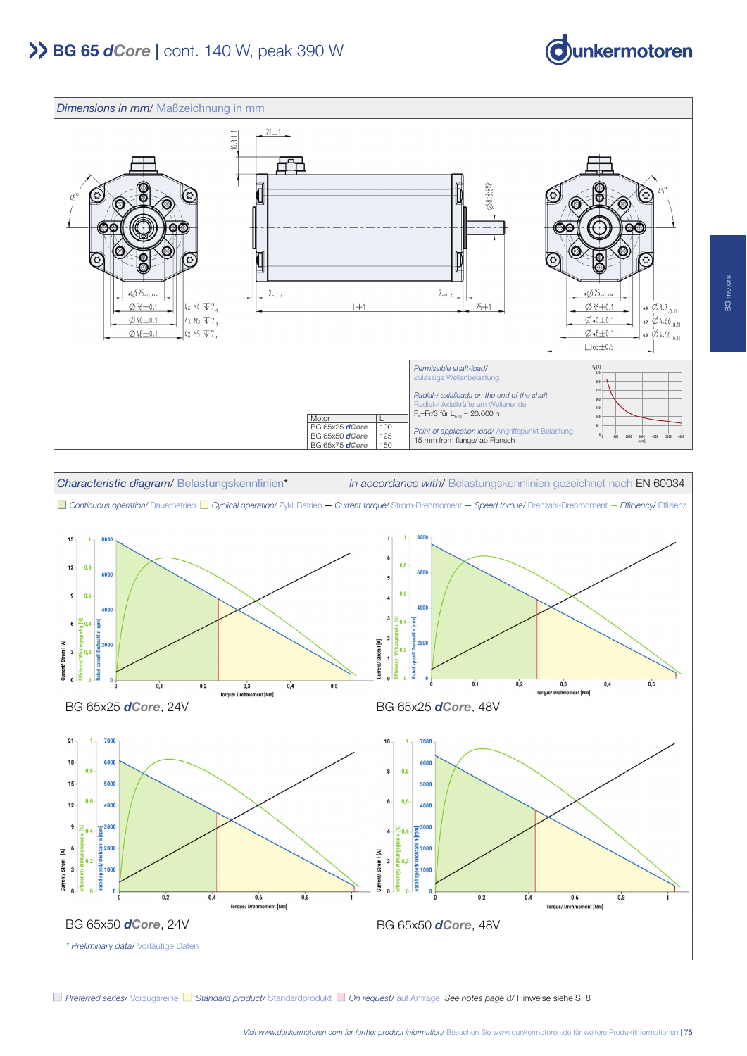# BG 65 *dCore* | cont. 140 W, peak 390 W

## *Dimensions in mm*/ Maßzeichnung in mm

45°

21±1

10,3±1

Ø8-0,005/-0,011

45°

ØR25-0,04

Ø36±0,1

Ø40±0,1

Ø48±0,1

4x M4 ▽7

4x M5 ▽7

4x M5 ▽7

2-0,2

L±1

2-0,2

25±1

ØR25-0,04

Ø36±0,1

Ø40±0,1

Ø48±0,1

□65±0,5

4x Ø3,7-0,11

4x Ø4,66-0,11

4x Ø4,66-0,11

| Motor | L |
|---|---|
| BG 65x25 ***dCore*** | 100 |
| BG 65x50 ***dCore*** | 125 |
| BG 65x75 ***dCore*** | 150 |

*Permissible shaft-load/* Zulässige Wellenbelastung

*Radial-/ axialloads on the end of the shaft* Radial-/ Axialkräfte am Wellenende

$F_A$=Fr/3 für $L_{h10}$ = 20.000 h

*Point of application load/* Angriffspunkt Belastung

15 mm from flange/ ab Flansch

## *Characteristic diagram*/ Belastungskennlinien*

*In accordance with/* Belastungskennlinien gezeichnet nach EN 60034

*Continuous operation*/ Dauerbetrieb *Cyclical operation*/ Zykl. Betrieb — *Current torque*/ Strom-Drehmoment — *Speed torque*/ Drehzahl-Drehmoment — *Efficiency*/ Effizienz

Current/ Strom I [A]
Efficiency/ Wirkungsgrad η [%]
Rated speed/ Drehzahl n [rpm]
Torque/ Drehmoment [Nm]

BG 65x25 ***dCore***, 24V

BG 65x25 ***dCore***, 48V

BG 65x50 ***dCore***, 24V

BG 65x50 ***dCore***, 48V

*\* Preliminary data/* Vorläufige Daten

*Preferred series/* Vorzugsreihe *Standard product/* Standardprodukt *On request/* auf Anfrage *See notes page 8/* Hinweise siehe S. 8

*Visit www.dunkermotoren.com for further product information/* Besuchen Sie www.dunkermotoren.de für weitere Produktinformationen